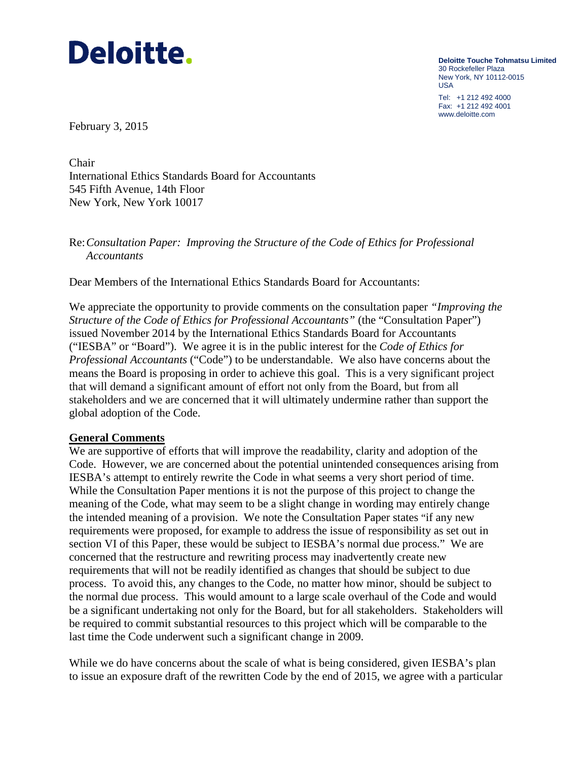# Deloitte.

**Deloitte Touche Tohmatsu Limited**
30 Rockefeller Plaza
New York, NY 10112-0015
USA

Tel: +1 212 492 4000
Fax: +1 212 492 4001
www.deloitte.com

February 3, 2015

Chair
International Ethics Standards Board for Accountants
545 Fifth Avenue, 14th Floor
New York, New York 10017

Re: *Consultation Paper: Improving the Structure of the Code of Ethics for Professional Accountants*

Dear Members of the International Ethics Standards Board for Accountants:

We appreciate the opportunity to provide comments on the consultation paper *"Improving the Structure of the Code of Ethics for Professional Accountants"* (the "Consultation Paper") issued November 2014 by the International Ethics Standards Board for Accountants ("IESBA" or "Board"). We agree it is in the public interest for the *Code of Ethics for Professional Accountants* ("Code") to be understandable. We also have concerns about the means the Board is proposing in order to achieve this goal. This is a very significant project that will demand a significant amount of effort not only from the Board, but from all stakeholders and we are concerned that it will ultimately undermine rather than support the global adoption of the Code.

**General Comments**

We are supportive of efforts that will improve the readability, clarity and adoption of the Code. However, we are concerned about the potential unintended consequences arising from IESBA's attempt to entirely rewrite the Code in what seems a very short period of time. While the Consultation Paper mentions it is not the purpose of this project to change the meaning of the Code, what may seem to be a slight change in wording may entirely change the intended meaning of a provision. We note the Consultation Paper states "if any new requirements were proposed, for example to address the issue of responsibility as set out in section VI of this Paper, these would be subject to IESBA's normal due process." We are concerned that the restructure and rewriting process may inadvertently create new requirements that will not be readily identified as changes that should be subject to due process. To avoid this, any changes to the Code, no matter how minor, should be subject to the normal due process. This would amount to a large scale overhaul of the Code and would be a significant undertaking not only for the Board, but for all stakeholders. Stakeholders will be required to commit substantial resources to this project which will be comparable to the last time the Code underwent such a significant change in 2009.

While we do have concerns about the scale of what is being considered, given IESBA's plan to issue an exposure draft of the rewritten Code by the end of 2015, we agree with a particular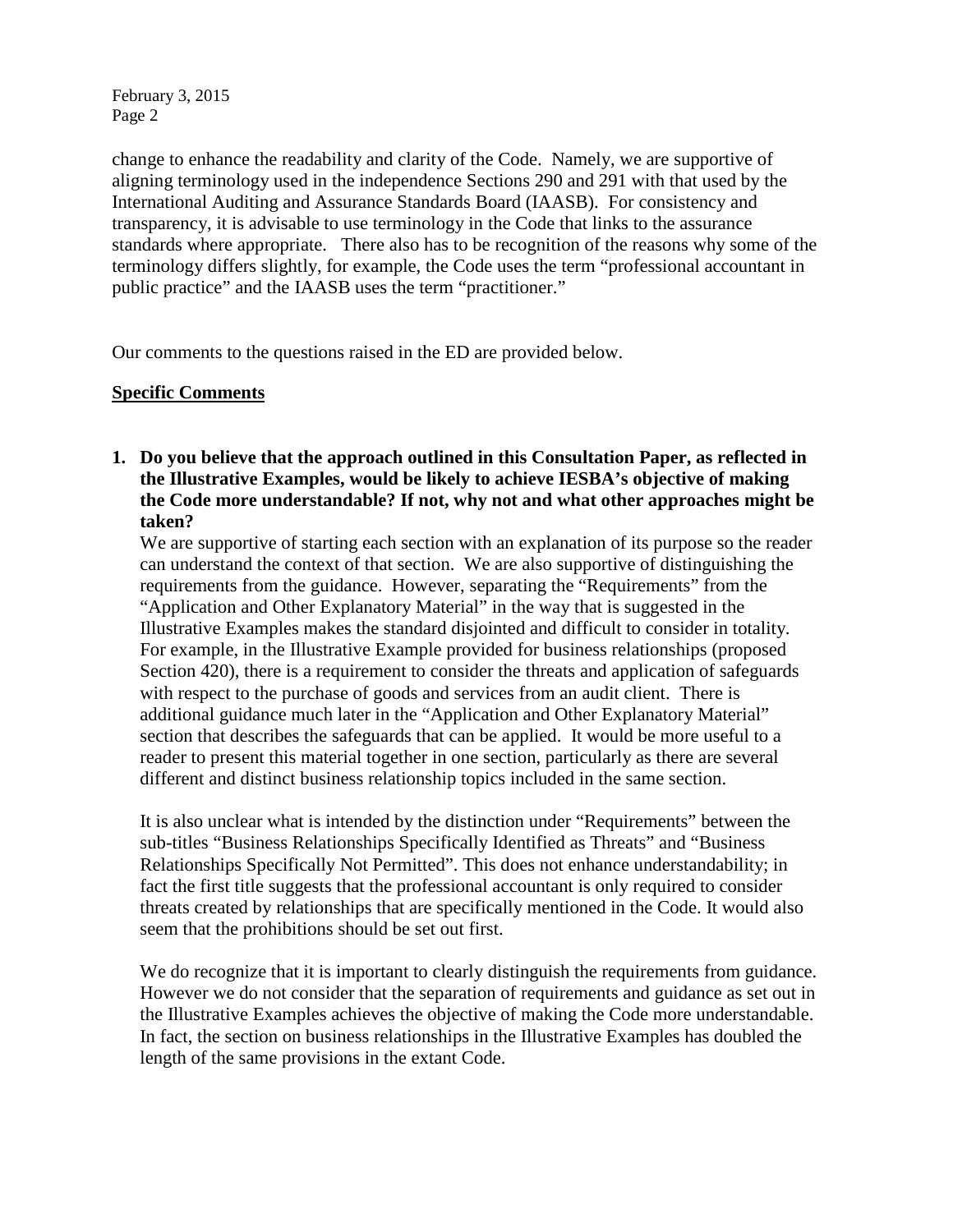change to enhance the readability and clarity of the Code. Namely, we are supportive of aligning terminology used in the independence Sections 290 and 291 with that used by the International Auditing and Assurance Standards Board (IAASB). For consistency and transparency, it is advisable to use terminology in the Code that links to the assurance standards where appropriate. There also has to be recognition of the reasons why some of the terminology differs slightly, for example, the Code uses the term "professional accountant in public practice" and the IAASB uses the term "practitioner."

Our comments to the questions raised in the ED are provided below.

**Specific Comments**

1. **Do you believe that the approach outlined in this Consultation Paper, as reflected in the Illustrative Examples, would be likely to achieve IESBA's objective of making the Code more understandable? If not, why not and what other approaches might be taken?**

   We are supportive of starting each section with an explanation of its purpose so the reader can understand the context of that section. We are also supportive of distinguishing the requirements from the guidance. However, separating the "Requirements" from the "Application and Other Explanatory Material" in the way that is suggested in the Illustrative Examples makes the standard disjointed and difficult to consider in totality. For example, in the Illustrative Example provided for business relationships (proposed Section 420), there is a requirement to consider the threats and application of safeguards with respect to the purchase of goods and services from an audit client. There is additional guidance much later in the "Application and Other Explanatory Material" section that describes the safeguards that can be applied. It would be more useful to a reader to present this material together in one section, particularly as there are several different and distinct business relationship topics included in the same section.

   It is also unclear what is intended by the distinction under "Requirements" between the sub-titles "Business Relationships Specifically Identified as Threats" and "Business Relationships Specifically Not Permitted". This does not enhance understandability; in fact the first title suggests that the professional accountant is only required to consider threats created by relationships that are specifically mentioned in the Code. It would also seem that the prohibitions should be set out first.

   We do recognize that it is important to clearly distinguish the requirements from guidance. However we do not consider that the separation of requirements and guidance as set out in the Illustrative Examples achieves the objective of making the Code more understandable. In fact, the section on business relationships in the Illustrative Examples has doubled the length of the same provisions in the extant Code.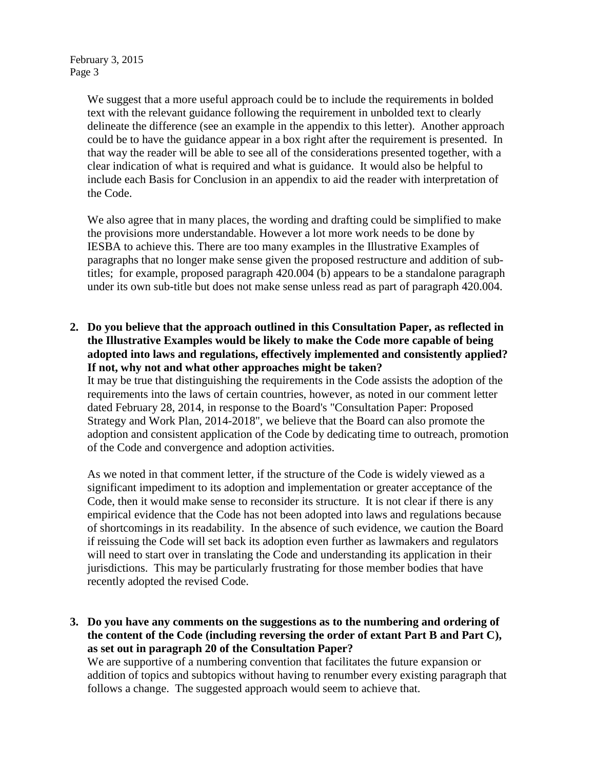We suggest that a more useful approach could be to include the requirements in bolded text with the relevant guidance following the requirement in unbolded text to clearly delineate the difference (see an example in the appendix to this letter). Another approach could be to have the guidance appear in a box right after the requirement is presented. In that way the reader will be able to see all of the considerations presented together, with a clear indication of what is required and what is guidance. It would also be helpful to include each Basis for Conclusion in an appendix to aid the reader with interpretation of the Code.

We also agree that in many places, the wording and drafting could be simplified to make the provisions more understandable. However a lot more work needs to be done by IESBA to achieve this. There are too many examples in the Illustrative Examples of paragraphs that no longer make sense given the proposed restructure and addition of sub-titles; for example, proposed paragraph 420.004 (b) appears to be a standalone paragraph under its own sub-title but does not make sense unless read as part of paragraph 420.004.

**2. Do you believe that the approach outlined in this Consultation Paper, as reflected in the Illustrative Examples would be likely to make the Code more capable of being adopted into laws and regulations, effectively implemented and consistently applied? If not, why not and what other approaches might be taken?**

It may be true that distinguishing the requirements in the Code assists the adoption of the requirements into the laws of certain countries, however, as noted in our comment letter dated February 28, 2014, in response to the Board's "Consultation Paper: Proposed Strategy and Work Plan, 2014-2018", we believe that the Board can also promote the adoption and consistent application of the Code by dedicating time to outreach, promotion of the Code and convergence and adoption activities.

As we noted in that comment letter, if the structure of the Code is widely viewed as a significant impediment to its adoption and implementation or greater acceptance of the Code, then it would make sense to reconsider its structure. It is not clear if there is any empirical evidence that the Code has not been adopted into laws and regulations because of shortcomings in its readability. In the absence of such evidence, we caution the Board if reissuing the Code will set back its adoption even further as lawmakers and regulators will need to start over in translating the Code and understanding its application in their jurisdictions. This may be particularly frustrating for those member bodies that have recently adopted the revised Code.

**3. Do you have any comments on the suggestions as to the numbering and ordering of the content of the Code (including reversing the order of extant Part B and Part C), as set out in paragraph 20 of the Consultation Paper?**

We are supportive of a numbering convention that facilitates the future expansion or addition of topics and subtopics without having to renumber every existing paragraph that follows a change. The suggested approach would seem to achieve that.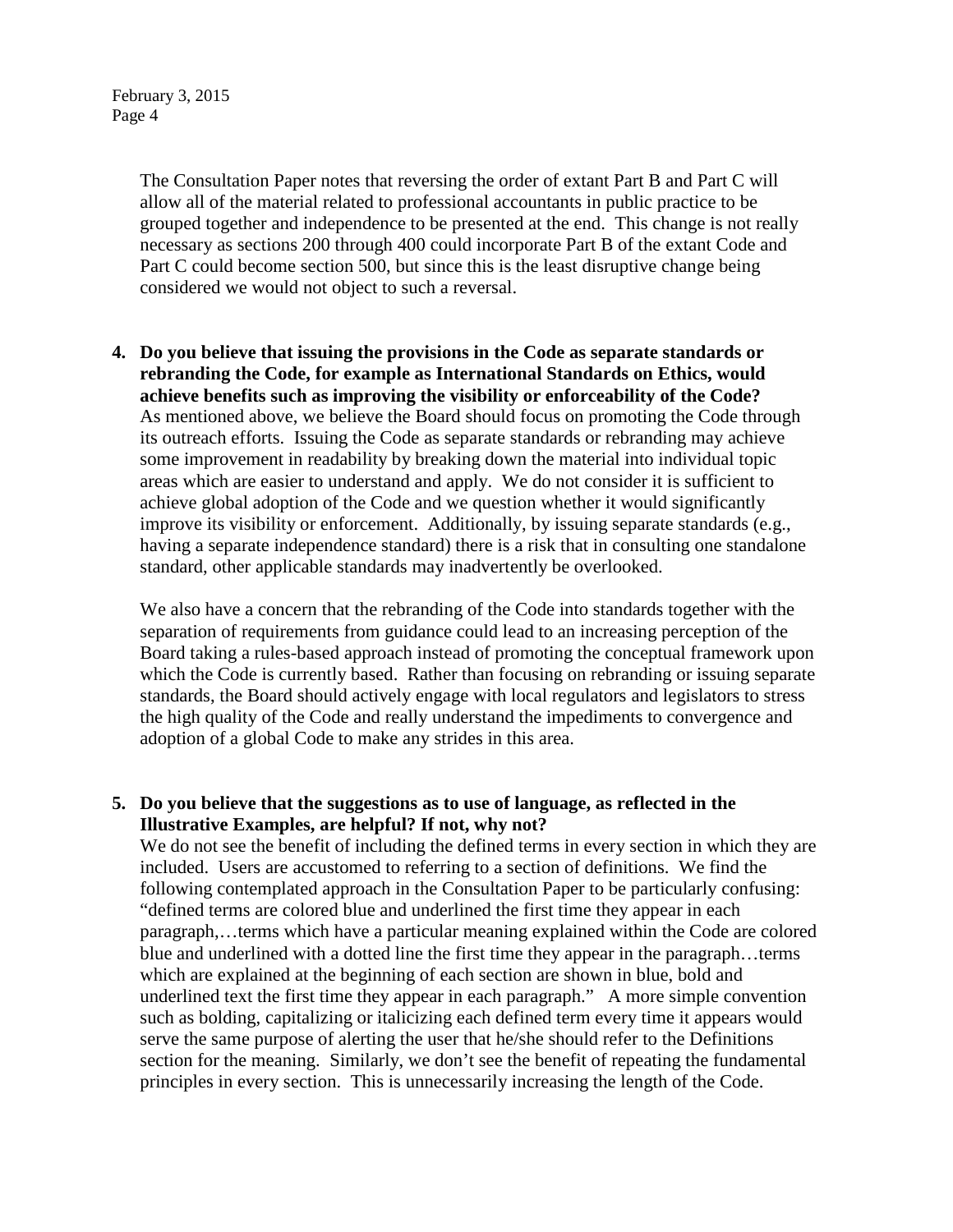The Consultation Paper notes that reversing the order of extant Part B and Part C will allow all of the material related to professional accountants in public practice to be grouped together and independence to be presented at the end. This change is not really necessary as sections 200 through 400 could incorporate Part B of the extant Code and Part C could become section 500, but since this is the least disruptive change being considered we would not object to such a reversal.

4. **Do you believe that issuing the provisions in the Code as separate standards or rebranding the Code, for example as International Standards on Ethics, would achieve benefits such as improving the visibility or enforceability of the Code?**

   As mentioned above, we believe the Board should focus on promoting the Code through its outreach efforts. Issuing the Code as separate standards or rebranding may achieve some improvement in readability by breaking down the material into individual topic areas which are easier to understand and apply. We do not consider it is sufficient to achieve global adoption of the Code and we question whether it would significantly improve its visibility or enforcement. Additionally, by issuing separate standards (e.g., having a separate independence standard) there is a risk that in consulting one standalone standard, other applicable standards may inadvertently be overlooked.

   We also have a concern that the rebranding of the Code into standards together with the separation of requirements from guidance could lead to an increasing perception of the Board taking a rules-based approach instead of promoting the conceptual framework upon which the Code is currently based. Rather than focusing on rebranding or issuing separate standards, the Board should actively engage with local regulators and legislators to stress the high quality of the Code and really understand the impediments to convergence and adoption of a global Code to make any strides in this area.

5. **Do you believe that the suggestions as to use of language, as reflected in the Illustrative Examples, are helpful? If not, why not?**

   We do not see the benefit of including the defined terms in every section in which they are included. Users are accustomed to referring to a section of definitions. We find the following contemplated approach in the Consultation Paper to be particularly confusing: "defined terms are colored blue and underlined the first time they appear in each paragraph,…terms which have a particular meaning explained within the Code are colored blue and underlined with a dotted line the first time they appear in the paragraph…terms which are explained at the beginning of each section are shown in blue, bold and underlined text the first time they appear in each paragraph." A more simple convention such as bolding, capitalizing or italicizing each defined term every time it appears would serve the same purpose of alerting the user that he/she should refer to the Definitions section for the meaning. Similarly, we don't see the benefit of repeating the fundamental principles in every section. This is unnecessarily increasing the length of the Code.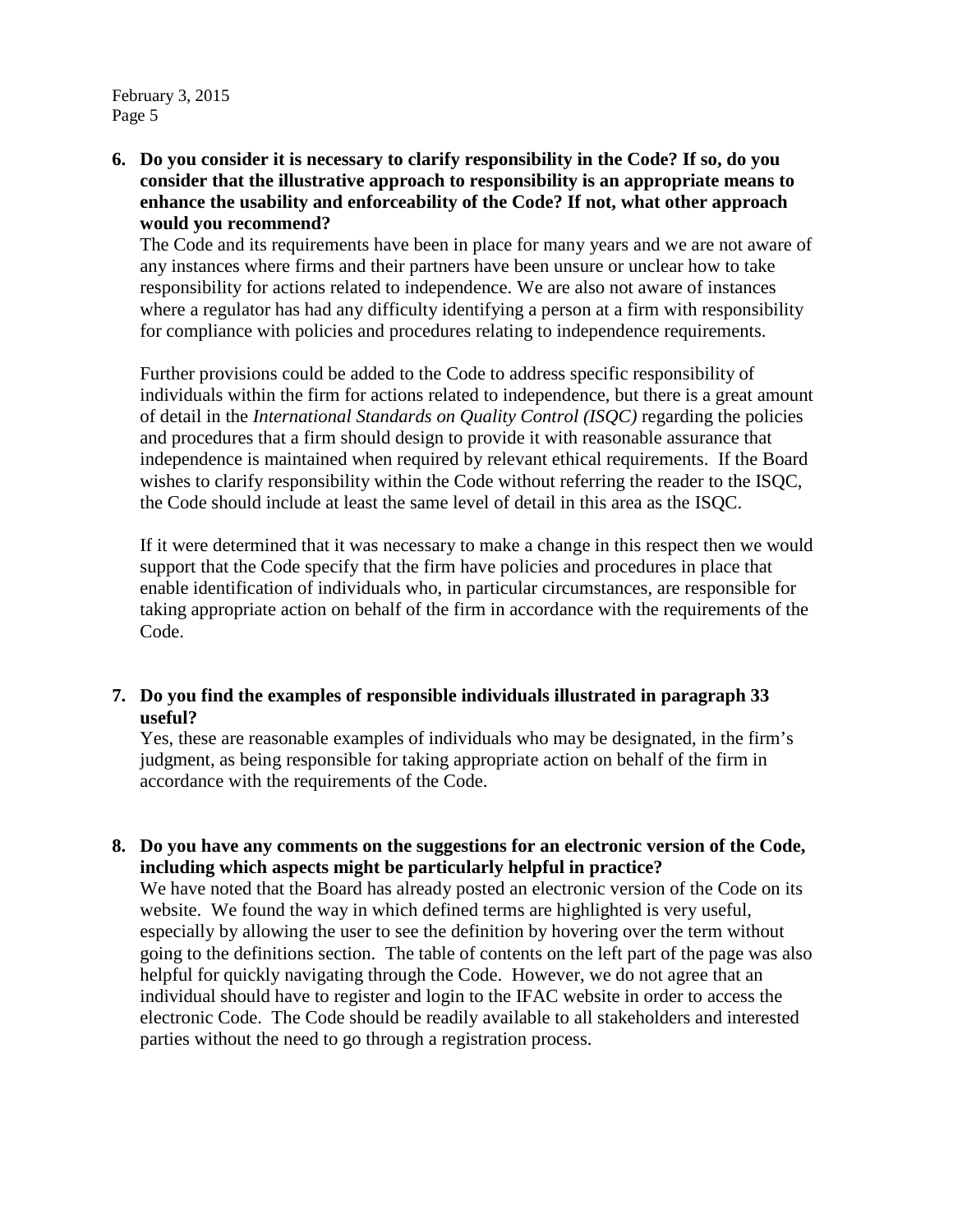**6. Do you consider it is necessary to clarify responsibility in the Code? If so, do you consider that the illustrative approach to responsibility is an appropriate means to enhance the usability and enforceability of the Code? If not, what other approach would you recommend?**

The Code and its requirements have been in place for many years and we are not aware of any instances where firms and their partners have been unsure or unclear how to take responsibility for actions related to independence. We are also not aware of instances where a regulator has had any difficulty identifying a person at a firm with responsibility for compliance with policies and procedures relating to independence requirements.

Further provisions could be added to the Code to address specific responsibility of individuals within the firm for actions related to independence, but there is a great amount of detail in the *International Standards on Quality Control (ISQC)* regarding the policies and procedures that a firm should design to provide it with reasonable assurance that independence is maintained when required by relevant ethical requirements. If the Board wishes to clarify responsibility within the Code without referring the reader to the ISQC, the Code should include at least the same level of detail in this area as the ISQC.

If it were determined that it was necessary to make a change in this respect then we would support that the Code specify that the firm have policies and procedures in place that enable identification of individuals who, in particular circumstances, are responsible for taking appropriate action on behalf of the firm in accordance with the requirements of the Code.

**7. Do you find the examples of responsible individuals illustrated in paragraph 33 useful?**

Yes, these are reasonable examples of individuals who may be designated, in the firm's judgment, as being responsible for taking appropriate action on behalf of the firm in accordance with the requirements of the Code.

**8. Do you have any comments on the suggestions for an electronic version of the Code, including which aspects might be particularly helpful in practice?**

We have noted that the Board has already posted an electronic version of the Code on its website. We found the way in which defined terms are highlighted is very useful, especially by allowing the user to see the definition by hovering over the term without going to the definitions section. The table of contents on the left part of the page was also helpful for quickly navigating through the Code. However, we do not agree that an individual should have to register and login to the IFAC website in order to access the electronic Code. The Code should be readily available to all stakeholders and interested parties without the need to go through a registration process.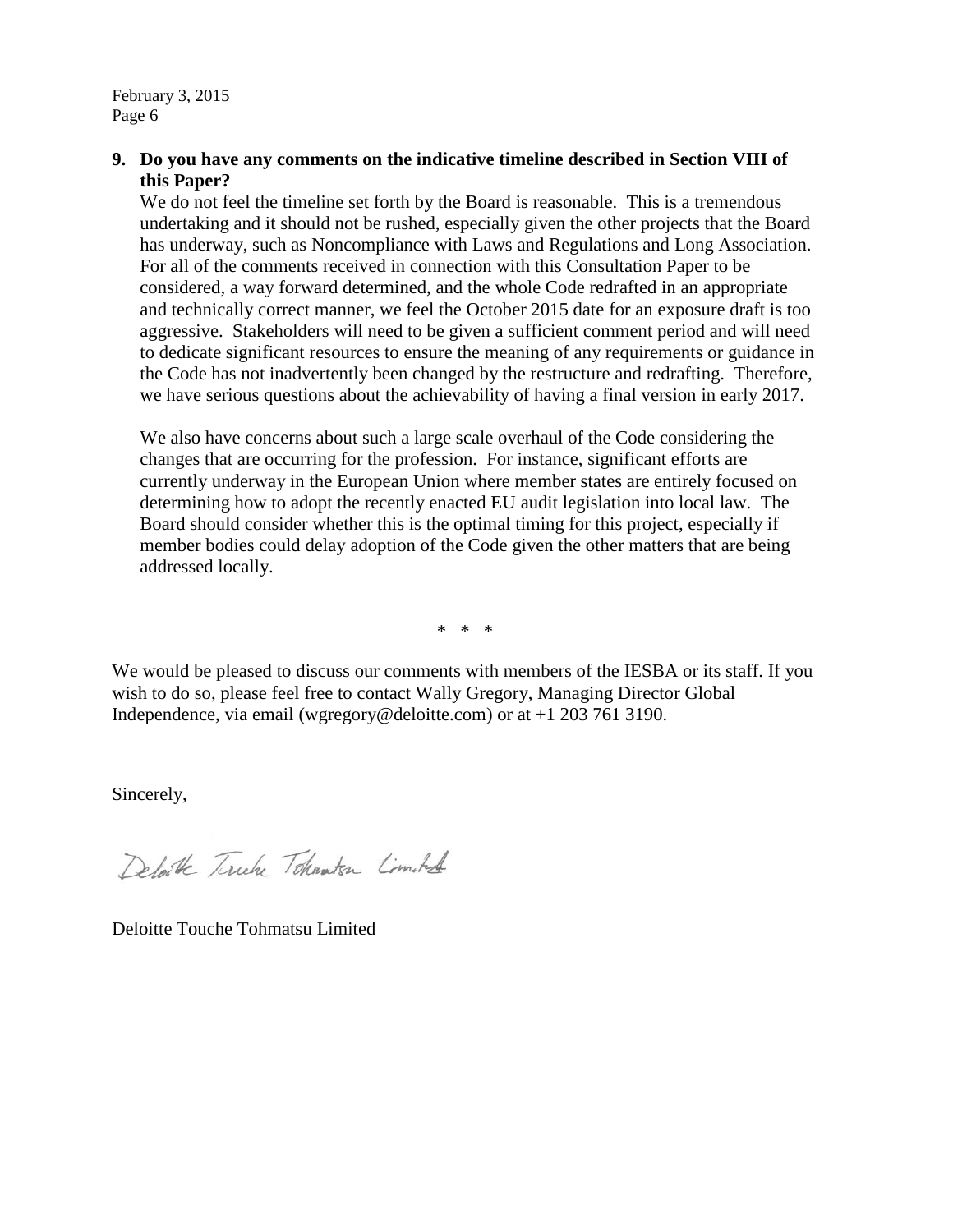**9. Do you have any comments on the indicative timeline described in Section VIII of this Paper?**

We do not feel the timeline set forth by the Board is reasonable. This is a tremendous undertaking and it should not be rushed, especially given the other projects that the Board has underway, such as Noncompliance with Laws and Regulations and Long Association. For all of the comments received in connection with this Consultation Paper to be considered, a way forward determined, and the whole Code redrafted in an appropriate and technically correct manner, we feel the October 2015 date for an exposure draft is too aggressive. Stakeholders will need to be given a sufficient comment period and will need to dedicate significant resources to ensure the meaning of any requirements or guidance in the Code has not inadvertently been changed by the restructure and redrafting. Therefore, we have serious questions about the achievability of having a final version in early 2017.

We also have concerns about such a large scale overhaul of the Code considering the changes that are occurring for the profession. For instance, significant efforts are currently underway in the European Union where member states are entirely focused on determining how to adopt the recently enacted EU audit legislation into local law. The Board should consider whether this is the optimal timing for this project, especially if member bodies could delay adoption of the Code given the other matters that are being addressed locally.

\* \* \*

We would be pleased to discuss our comments with members of the IESBA or its staff. If you wish to do so, please feel free to contact Wally Gregory, Managing Director Global Independence, via email (wgregory@deloitte.com) or at +1 203 761 3190.

Sincerely,

Deloitte Touche Tohmatsu Limited

Deloitte Touche Tohmatsu Limited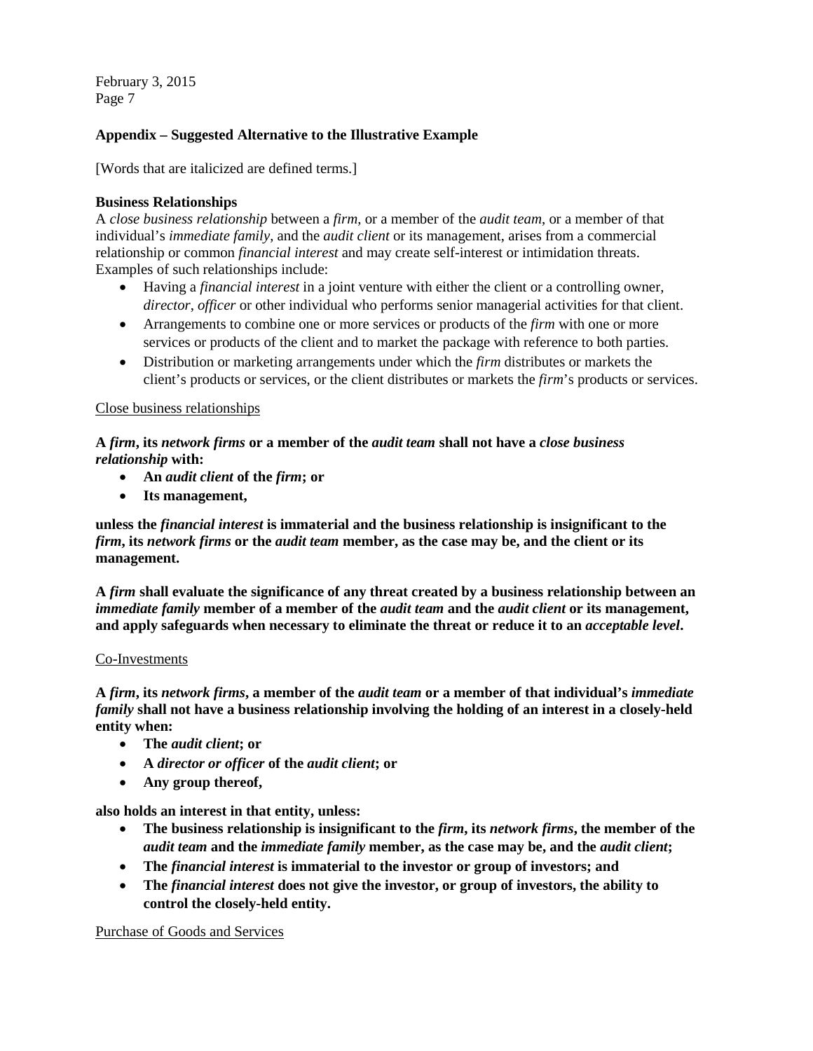## Appendix – Suggested Alternative to the Illustrative Example

[Words that are italicized are defined terms.]

**Business Relationships**

A *close business relationship* between a *firm*, or a member of the *audit team*, or a member of that individual's *immediate family*, and the *audit client* or its management, arises from a commercial relationship or common *financial interest* and may create self-interest or intimidation threats. Examples of such relationships include:

- Having a *financial interest* in a joint venture with either the client or a controlling owner, *director*, *officer* or other individual who performs senior managerial activities for that client.
- Arrangements to combine one or more services or products of the *firm* with one or more services or products of the client and to market the package with reference to both parties.
- Distribution or marketing arrangements under which the *firm* distributes or markets the client's products or services, or the client distributes or markets the *firm*'s products or services.

<u>Close business relationships</u>

**A *firm*, its *network firms* or a member of the *audit team* shall not have a *close business relationship* with:**

- **An *audit client* of the *firm*; or**
- **Its management,**

**unless the *financial interest* is immaterial and the business relationship is insignificant to the *firm*, its *network firms* or the *audit team* member, as the case may be, and the client or its management.**

**A *firm* shall evaluate the significance of any threat created by a business relationship between an *immediate family* member of a member of the *audit team* and the *audit client* or its management, and apply safeguards when necessary to eliminate the threat or reduce it to an *acceptable level*.**

<u>Co-Investments</u>

**A *firm*, its *network firms*, a member of the *audit team* or a member of that individual's *immediate family* shall not have a business relationship involving the holding of an interest in a closely-held entity when:**

- **The *audit client*; or**
- **A *director or officer* of the *audit client*; or**
- **Any group thereof,**

**also holds an interest in that entity, unless:**

- **The business relationship is insignificant to the *firm*, its *network firms*, the member of the *audit team* and the *immediate family* member, as the case may be, and the *audit client*;**
- **The *financial interest* is immaterial to the investor or group of investors; and**
- **The *financial interest* does not give the investor, or group of investors, the ability to control the closely-held entity.**

<u>Purchase of Goods and Services</u>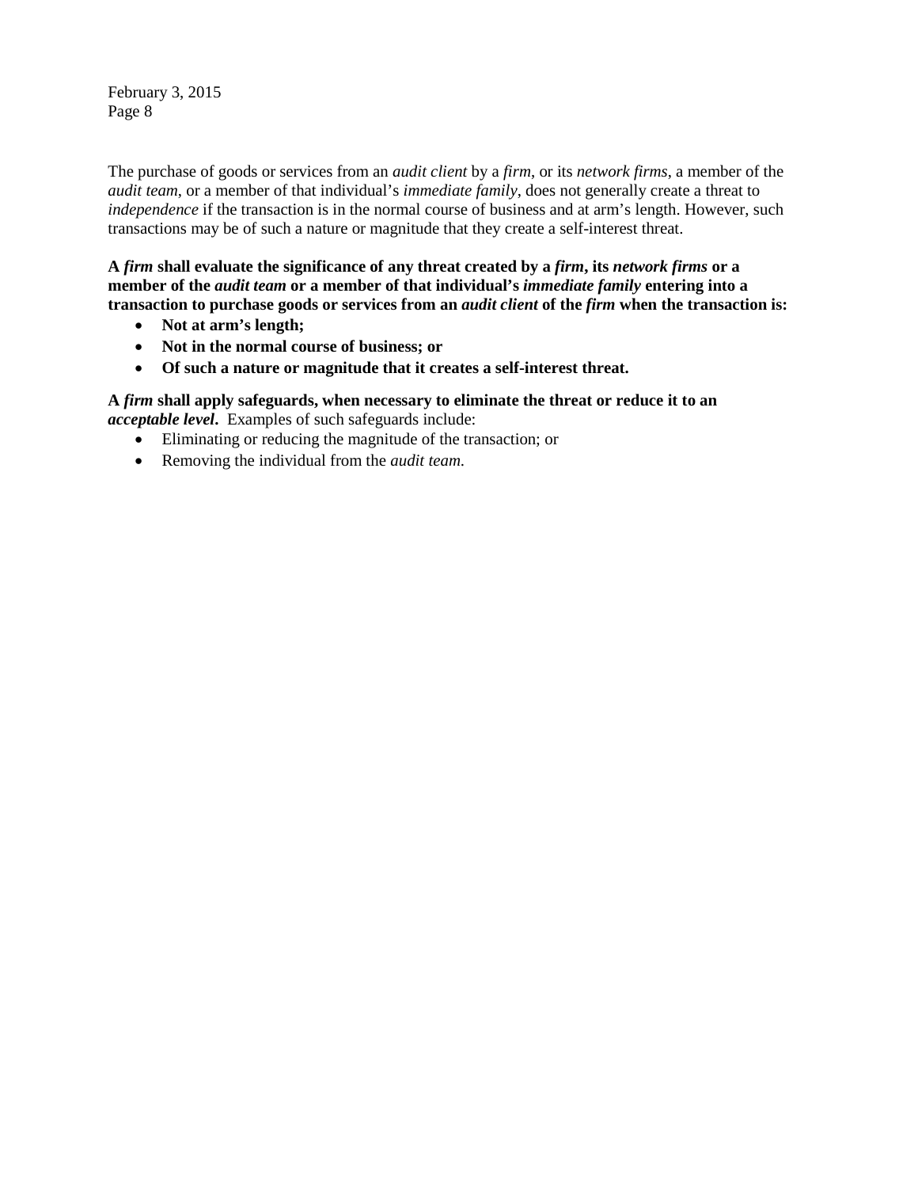The purchase of goods or services from an *audit client* by a *firm*, or its *network firms*, a member of the *audit team*, or a member of that individual's *immediate family*, does not generally create a threat to *independence* if the transaction is in the normal course of business and at arm's length. However, such transactions may be of such a nature or magnitude that they create a self-interest threat.

**A *firm* shall evaluate the significance of any threat created by a *firm*, its *network firms* or a member of the *audit team* or a member of that individual's *immediate family* entering into a transaction to purchase goods or services from an *audit client* of the *firm* when the transaction is:**

- **Not at arm's length;**
- **Not in the normal course of business; or**
- **Of such a nature or magnitude that it creates a self-interest threat.**

**A *firm* shall apply safeguards, when necessary to eliminate the threat or reduce it to an *acceptable level*.** Examples of such safeguards include:

- Eliminating or reducing the magnitude of the transaction; or
- Removing the individual from the *audit team*.